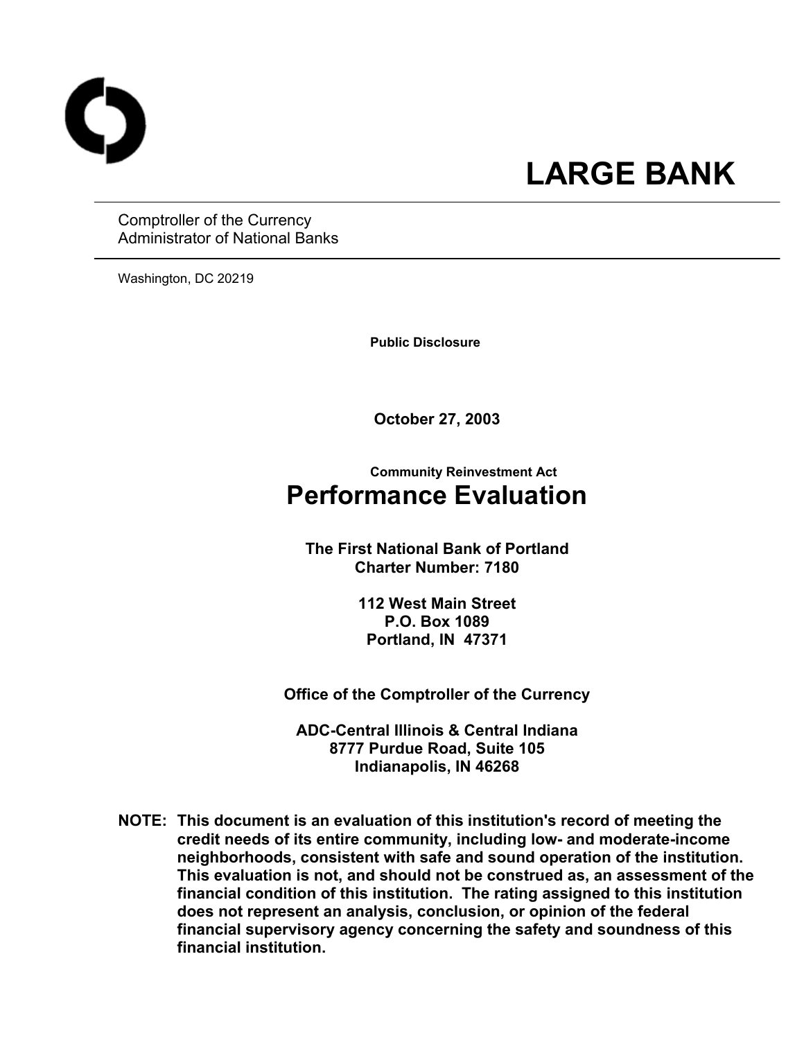# LARGE BANK

Comptroller of the Currency
Administrator of National Banks

Washington, DC 20219

**Public Disclosure**

**October 27, 2003**

**Community Reinvestment Act**

# Performance Evaluation

**The First National Bank of Portland**
**Charter Number: 7180**

**112 West Main Street**
**P.O. Box 1089**
**Portland, IN 47371**

**Office of the Comptroller of the Currency**

**ADC-Central Illinois & Central Indiana**
**8777 Purdue Road, Suite 105**
**Indianapolis, IN 46268**

**NOTE: This document is an evaluation of this institution's record of meeting the credit needs of its entire community, including low- and moderate-income neighborhoods, consistent with safe and sound operation of the institution. This evaluation is not, and should not be construed as, an assessment of the financial condition of this institution. The rating assigned to this institution does not represent an analysis, conclusion, or opinion of the federal financial supervisory agency concerning the safety and soundness of this financial institution.**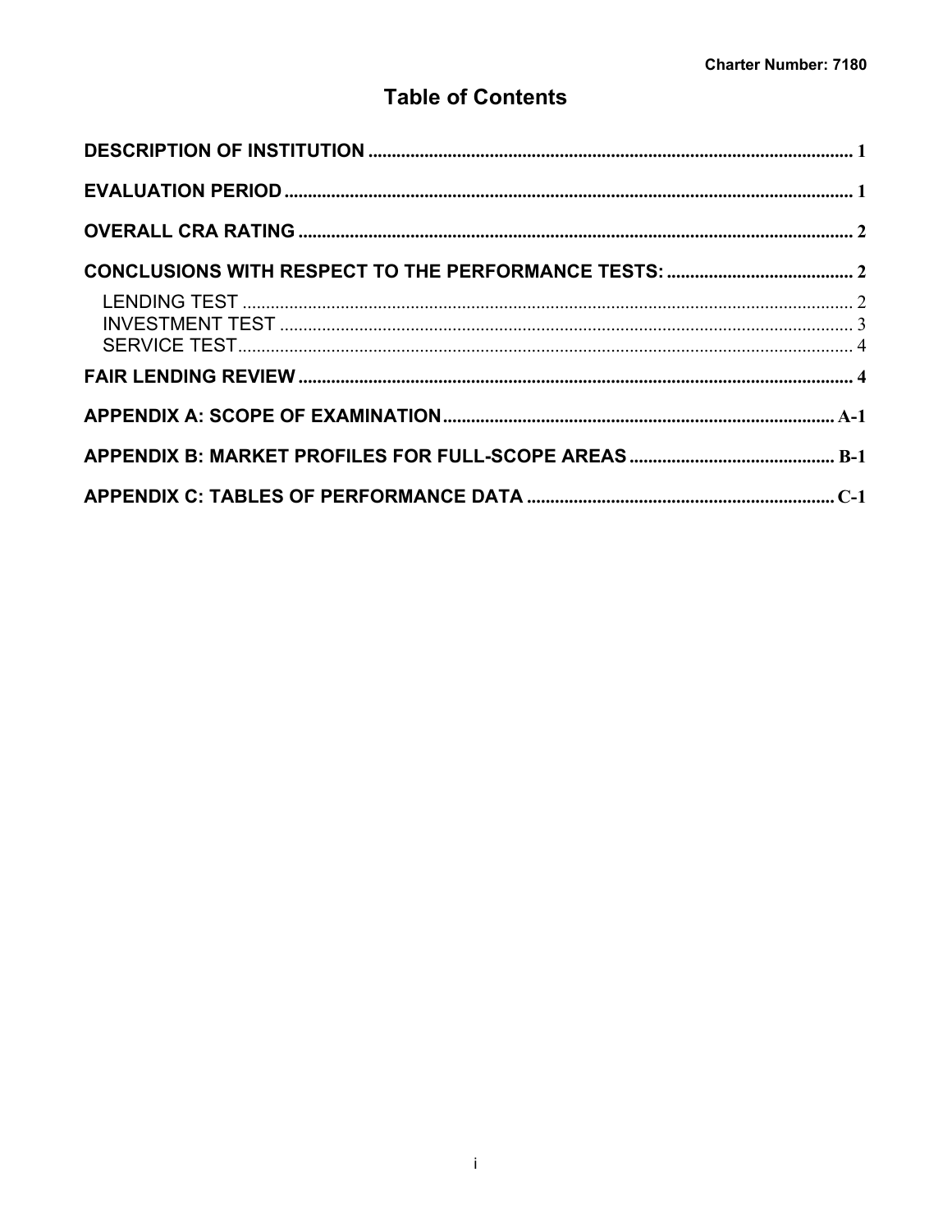Charter Number: 7180

# Table of Contents

**DESCRIPTION OF INSTITUTION** ..... 1

**EVALUATION PERIOD** ..... 1

**OVERALL CRA RATING** ..... 2

**CONCLUSIONS WITH RESPECT TO THE PERFORMANCE TESTS:** ..... 2

- LENDING TEST ..... 2
- INVESTMENT TEST ..... 3
- SERVICE TEST ..... 4

**FAIR LENDING REVIEW** ..... 4

**APPENDIX A: SCOPE OF EXAMINATION** ..... A-1

**APPENDIX B: MARKET PROFILES FOR FULL-SCOPE AREAS** ..... B-1

**APPENDIX C: TABLES OF PERFORMANCE DATA** ..... C-1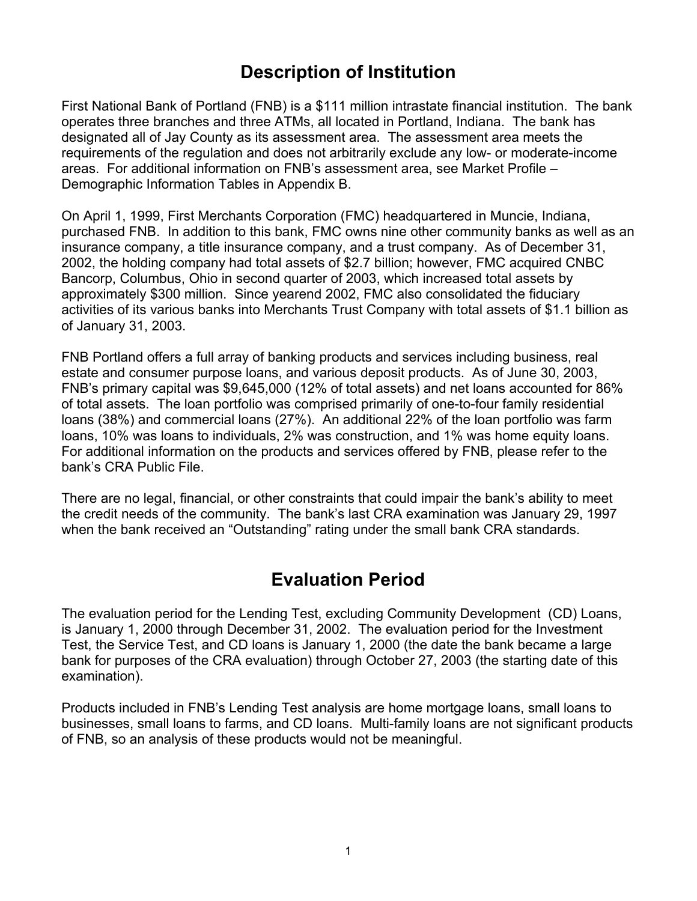# Description of Institution

First National Bank of Portland (FNB) is a $111 million intrastate financial institution. The bank operates three branches and three ATMs, all located in Portland, Indiana. The bank has designated all of Jay County as its assessment area. The assessment area meets the requirements of the regulation and does not arbitrarily exclude any low- or moderate-income areas. For additional information on FNB's assessment area, see Market Profile – Demographic Information Tables in Appendix B.

On April 1, 1999, First Merchants Corporation (FMC) headquartered in Muncie, Indiana, purchased FNB. In addition to this bank, FMC owns nine other community banks as well as an insurance company, a title insurance company, and a trust company. As of December 31, 2002, the holding company had total assets of $2.7 billion; however, FMC acquired CNBC Bancorp, Columbus, Ohio in second quarter of 2003, which increased total assets by approximately $300 million. Since yearend 2002, FMC also consolidated the fiduciary activities of its various banks into Merchants Trust Company with total assets of $1.1 billion as of January 31, 2003.

FNB Portland offers a full array of banking products and services including business, real estate and consumer purpose loans, and various deposit products. As of June 30, 2003, FNB's primary capital was $9,645,000 (12% of total assets) and net loans accounted for 86% of total assets. The loan portfolio was comprised primarily of one-to-four family residential loans (38%) and commercial loans (27%). An additional 22% of the loan portfolio was farm loans, 10% was loans to individuals, 2% was construction, and 1% was home equity loans. For additional information on the products and services offered by FNB, please refer to the bank's CRA Public File.

There are no legal, financial, or other constraints that could impair the bank's ability to meet the credit needs of the community. The bank's last CRA examination was January 29, 1997 when the bank received an "Outstanding" rating under the small bank CRA standards.

# Evaluation Period

The evaluation period for the Lending Test, excluding Community Development (CD) Loans, is January 1, 2000 through December 31, 2002. The evaluation period for the Investment Test, the Service Test, and CD loans is January 1, 2000 (the date the bank became a large bank for purposes of the CRA evaluation) through October 27, 2003 (the starting date of this examination).

Products included in FNB's Lending Test analysis are home mortgage loans, small loans to businesses, small loans to farms, and CD loans. Multi-family loans are not significant products of FNB, so an analysis of these products would not be meaningful.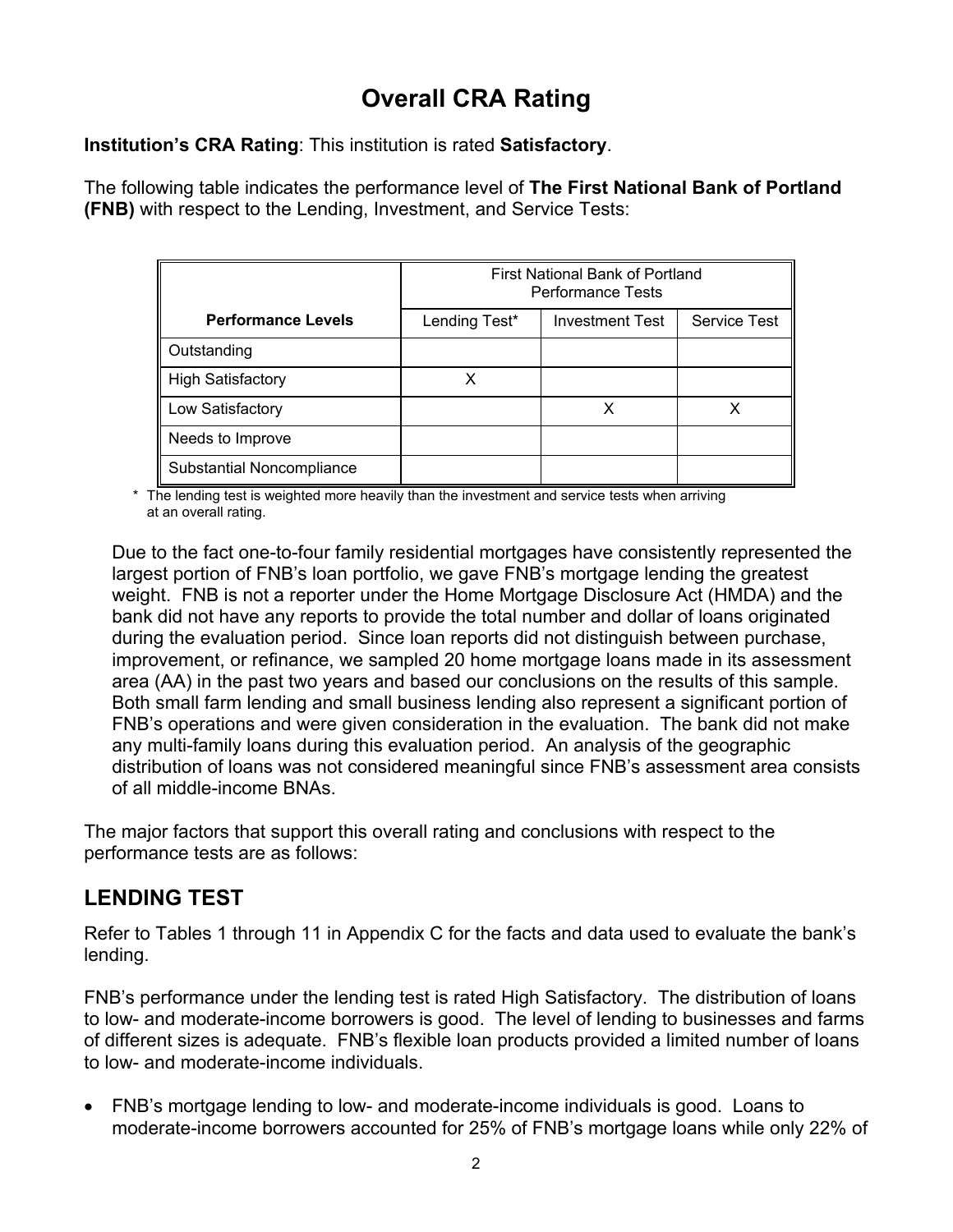# Overall CRA Rating

**Institution's CRA Rating**: This institution is rated **Satisfactory**.

The following table indicates the performance level of **The First National Bank of Portland (FNB)** with respect to the Lending, Investment, and Service Tests:

| | First National Bank of Portland Performance Tests | | |
|---|---|---|---|
| **Performance Levels** | Lending Test* | Investment Test | Service Test |
| Outstanding | | | |
| High Satisfactory | X | | |
| Low Satisfactory | | X | X |
| Needs to Improve | | | |
| Substantial Noncompliance | | | |

\* The lending test is weighted more heavily than the investment and service tests when arriving at an overall rating.

Due to the fact one-to-four family residential mortgages have consistently represented the largest portion of FNB's loan portfolio, we gave FNB's mortgage lending the greatest weight. FNB is not a reporter under the Home Mortgage Disclosure Act (HMDA) and the bank did not have any reports to provide the total number and dollar of loans originated during the evaluation period. Since loan reports did not distinguish between purchase, improvement, or refinance, we sampled 20 home mortgage loans made in its assessment area (AA) in the past two years and based our conclusions on the results of this sample. Both small farm lending and small business lending also represent a significant portion of FNB's operations and were given consideration in the evaluation. The bank did not make any multi-family loans during this evaluation period. An analysis of the geographic distribution of loans was not considered meaningful since FNB's assessment area consists of all middle-income BNAs.

The major factors that support this overall rating and conclusions with respect to the performance tests are as follows:

## LENDING TEST

Refer to Tables 1 through 11 in Appendix C for the facts and data used to evaluate the bank's lending.

FNB's performance under the lending test is rated High Satisfactory. The distribution of loans to low- and moderate-income borrowers is good. The level of lending to businesses and farms of different sizes is adequate. FNB's flexible loan products provided a limited number of loans to low- and moderate-income individuals.

- FNB's mortgage lending to low- and moderate-income individuals is good. Loans to moderate-income borrowers accounted for 25% of FNB's mortgage loans while only 22% of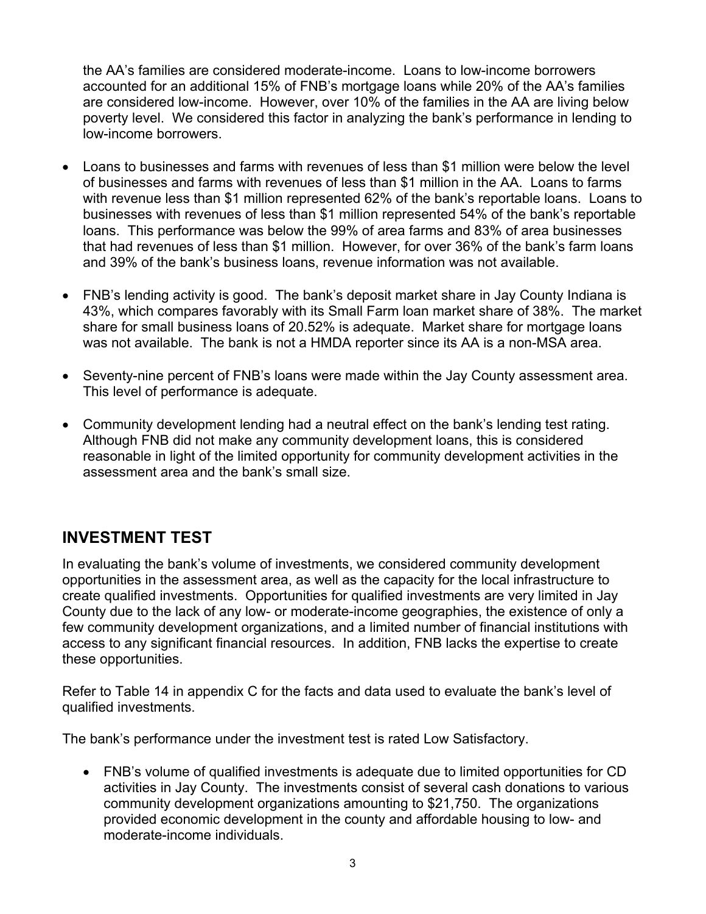the AA's families are considered moderate-income. Loans to low-income borrowers accounted for an additional 15% of FNB's mortgage loans while 20% of the AA's families are considered low-income. However, over 10% of the families in the AA are living below poverty level. We considered this factor in analyzing the bank's performance in lending to low-income borrowers.

- Loans to businesses and farms with revenues of less than $1 million were below the level of businesses and farms with revenues of less than $1 million in the AA. Loans to farms with revenue less than $1 million represented 62% of the bank's reportable loans. Loans to businesses with revenues of less than $1 million represented 54% of the bank's reportable loans. This performance was below the 99% of area farms and 83% of area businesses that had revenues of less than $1 million. However, for over 36% of the bank's farm loans and 39% of the bank's business loans, revenue information was not available.
- FNB's lending activity is good. The bank's deposit market share in Jay County Indiana is 43%, which compares favorably with its Small Farm loan market share of 38%. The market share for small business loans of 20.52% is adequate. Market share for mortgage loans was not available. The bank is not a HMDA reporter since its AA is a non-MSA area.
- Seventy-nine percent of FNB's loans were made within the Jay County assessment area. This level of performance is adequate.
- Community development lending had a neutral effect on the bank's lending test rating. Although FNB did not make any community development loans, this is considered reasonable in light of the limited opportunity for community development activities in the assessment area and the bank's small size.

## INVESTMENT TEST

In evaluating the bank's volume of investments, we considered community development opportunities in the assessment area, as well as the capacity for the local infrastructure to create qualified investments. Opportunities for qualified investments are very limited in Jay County due to the lack of any low- or moderate-income geographies, the existence of only a few community development organizations, and a limited number of financial institutions with access to any significant financial resources. In addition, FNB lacks the expertise to create these opportunities.

Refer to Table 14 in appendix C for the facts and data used to evaluate the bank's level of qualified investments.

The bank's performance under the investment test is rated Low Satisfactory.

- FNB's volume of qualified investments is adequate due to limited opportunities for CD activities in Jay County. The investments consist of several cash donations to various community development organizations amounting to $21,750. The organizations provided economic development in the county and affordable housing to low- and moderate-income individuals.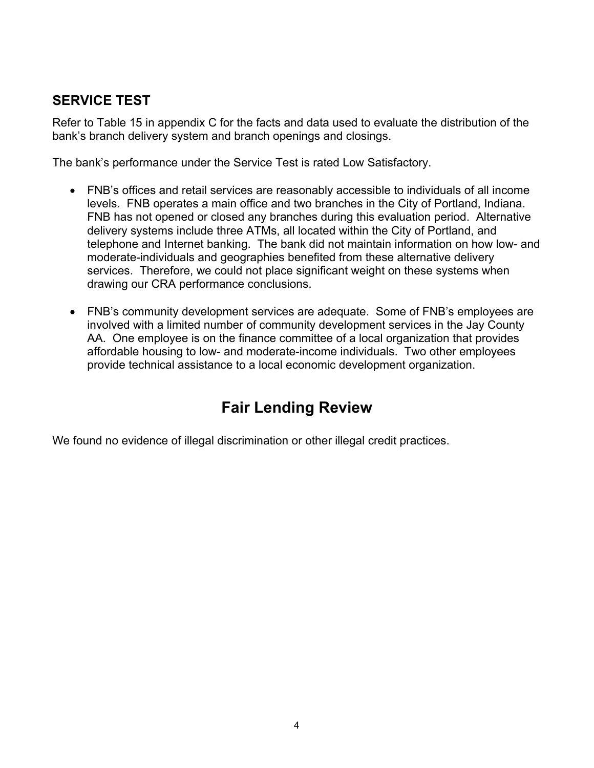## SERVICE TEST

Refer to Table 15 in appendix C for the facts and data used to evaluate the distribution of the bank's branch delivery system and branch openings and closings.

The bank's performance under the Service Test is rated Low Satisfactory.

- FNB's offices and retail services are reasonably accessible to individuals of all income levels. FNB operates a main office and two branches in the City of Portland, Indiana. FNB has not opened or closed any branches during this evaluation period. Alternative delivery systems include three ATMs, all located within the City of Portland, and telephone and Internet banking. The bank did not maintain information on how low- and moderate-individuals and geographies benefited from these alternative delivery services. Therefore, we could not place significant weight on these systems when drawing our CRA performance conclusions.

- FNB's community development services are adequate. Some of FNB's employees are involved with a limited number of community development services in the Jay County AA. One employee is on the finance committee of a local organization that provides affordable housing to low- and moderate-income individuals. Two other employees provide technical assistance to a local economic development organization.

# Fair Lending Review

We found no evidence of illegal discrimination or other illegal credit practices.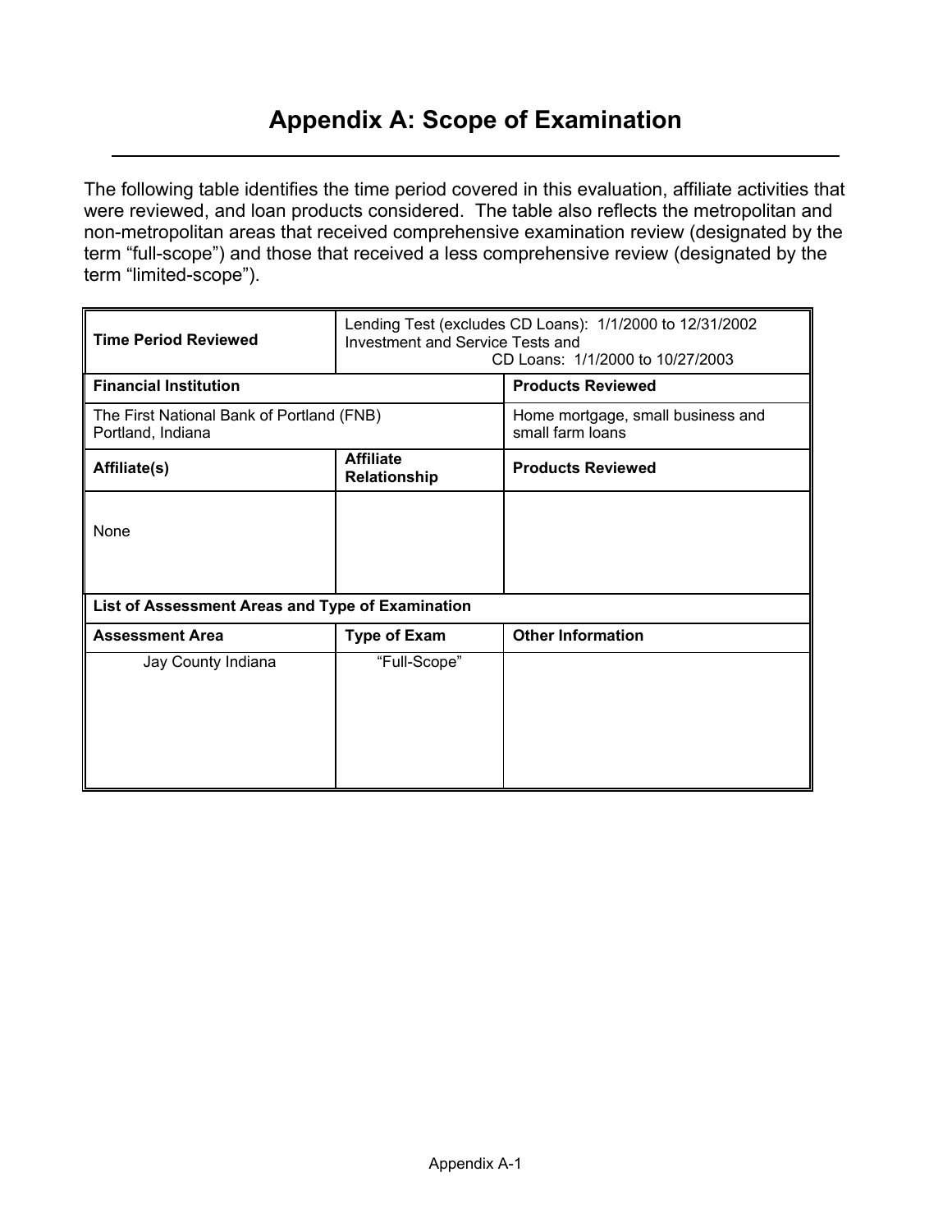# Appendix A: Scope of Examination

The following table identifies the time period covered in this evaluation, affiliate activities that were reviewed, and loan products considered. The table also reflects the metropolitan and non-metropolitan areas that received comprehensive examination review (designated by the term "full-scope") and those that received a less comprehensive review (designated by the term "limited-scope").

| **Time Period Reviewed** | Lending Test (excludes CD Loans): 1/1/2000 to 12/31/2002<br>Investment and Service Tests and<br>CD Loans: 1/1/2000 to 10/27/2003 | |
|---|---|---|
| **Financial Institution** | | **Products Reviewed** |
| The First National Bank of Portland (FNB)<br>Portland, Indiana | | Home mortgage, small business and small farm loans |
| **Affiliate(s)** | **Affiliate Relationship** | **Products Reviewed** |
| None | | |
| **List of Assessment Areas and Type of Examination** | | |
| **Assessment Area** | **Type of Exam** | **Other Information** |
| Jay County Indiana | "Full-Scope" | |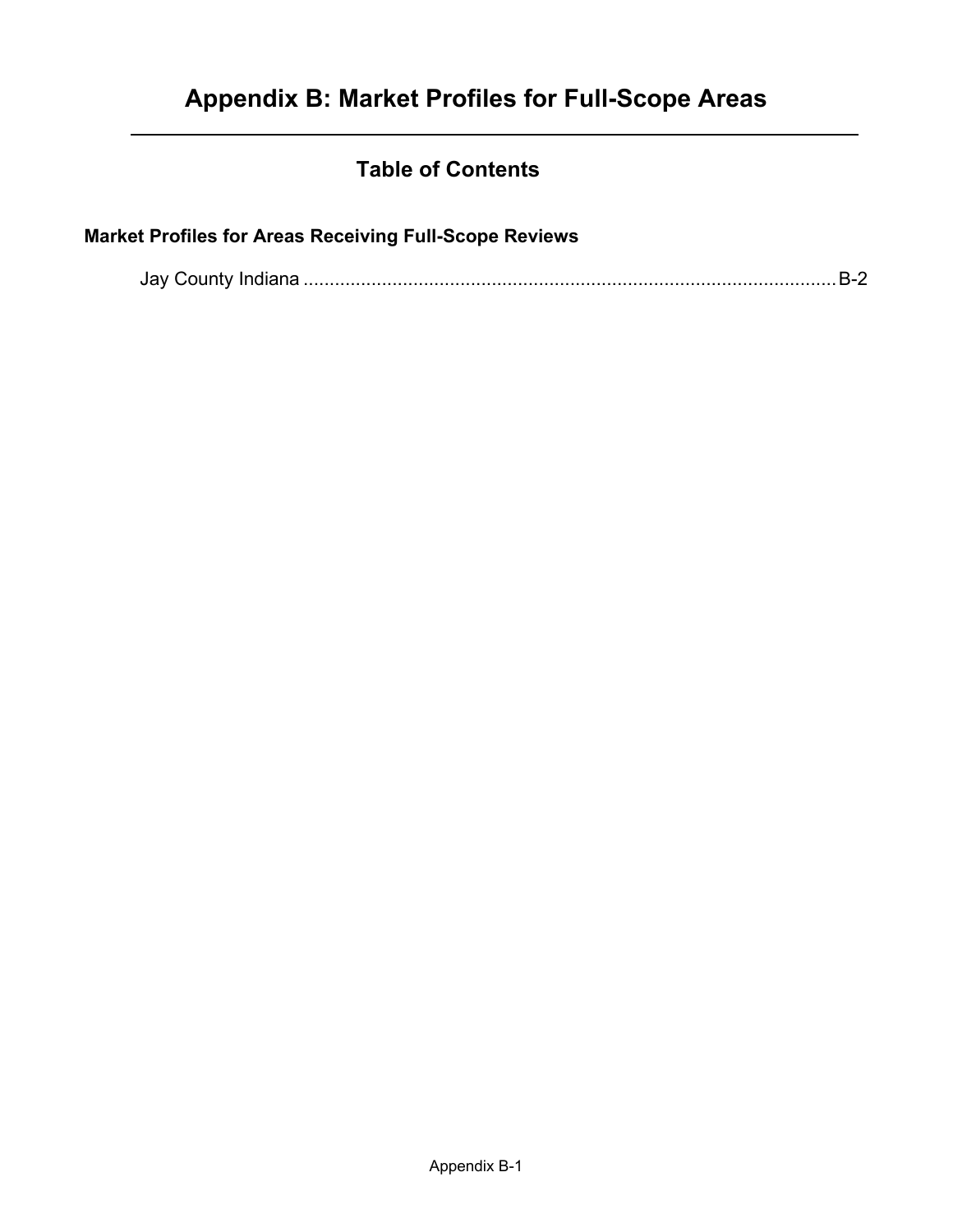# Appendix B: Market Profiles for Full-Scope Areas

---

## Table of Contents

**Market Profiles for Areas Receiving Full-Scope Reviews**

Jay County Indiana ........................................................................................................ B-2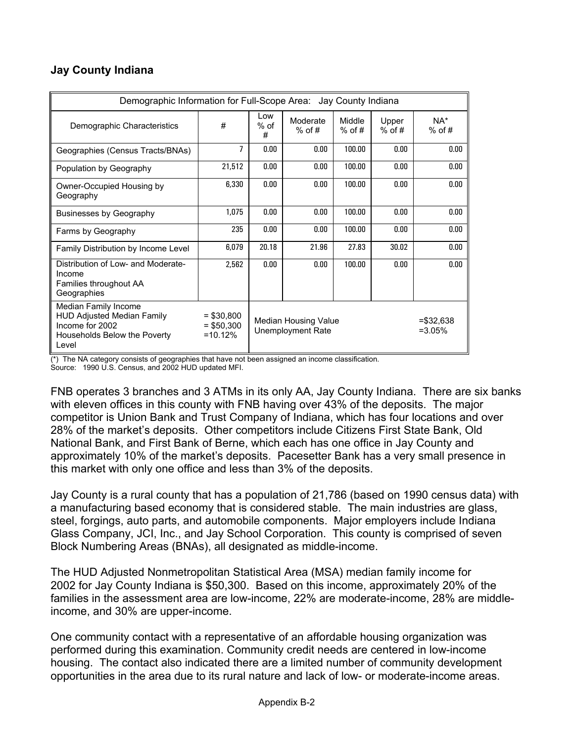## Jay County Indiana

| Demographic Information for Full-Scope Area: Jay County Indiana | | | | | | |
|---|---|---|---|---|---|---|
| Demographic Characteristics | # | Low % of # | Moderate % of # | Middle % of # | Upper % of # | NA* % of # |
| Geographies (Census Tracts/BNAs) | 7 | 0.00 | 0.00 | 100.00 | 0.00 | 0.00 |
| Population by Geography | 21,512 | 0.00 | 0.00 | 100.00 | 0.00 | 0.00 |
| Owner-Occupied Housing by Geography | 6,330 | 0.00 | 0.00 | 100.00 | 0.00 | 0.00 |
| Businesses by Geography | 1,075 | 0.00 | 0.00 | 100.00 | 0.00 | 0.00 |
| Farms by Geography | 235 | 0.00 | 0.00 | 100.00 | 0.00 | 0.00 |
| Family Distribution by Income Level | 6,079 | 20.18 | 21.96 | 27.83 | 30.02 | 0.00 |
| Distribution of Low- and Moderate-Income Families throughout AA Geographies | 2,562 | 0.00 | 0.00 | 100.00 | 0.00 | 0.00 |
| Median Family Income<br>HUD Adjusted Median Family Income for 2002<br>Households Below the Poverty Level | = $30,800<br>= $50,300<br>=10.12% | Median Housing Value<br>Unemployment Rate | | | | =$32,638<br>=3.05% |

(*) The NA category consists of geographies that have not been assigned an income classification.
Source: 1990 U.S. Census, and 2002 HUD updated MFI.

FNB operates 3 branches and 3 ATMs in its only AA, Jay County Indiana. There are six banks with eleven offices in this county with FNB having over 43% of the deposits. The major competitor is Union Bank and Trust Company of Indiana, which has four locations and over 28% of the market's deposits. Other competitors include Citizens First State Bank, Old National Bank, and First Bank of Berne, which each has one office in Jay County and approximately 10% of the market's deposits. Pacesetter Bank has a very small presence in this market with only one office and less than 3% of the deposits.

Jay County is a rural county that has a population of 21,786 (based on 1990 census data) with a manufacturing based economy that is considered stable. The main industries are glass, steel, forgings, auto parts, and automobile components. Major employers include Indiana Glass Company, JCI, Inc., and Jay School Corporation. This county is comprised of seven Block Numbering Areas (BNAs), all designated as middle-income.

The HUD Adjusted Nonmetropolitan Statistical Area (MSA) median family income for 2002 for Jay County Indiana is $50,300. Based on this income, approximately 20% of the families in the assessment area are low-income, 22% are moderate-income, 28% are middle-income, and 30% are upper-income.

One community contact with a representative of an affordable housing organization was performed during this examination. Community credit needs are centered in low-income housing. The contact also indicated there are a limited number of community development opportunities in the area due to its rural nature and lack of low- or moderate-income areas.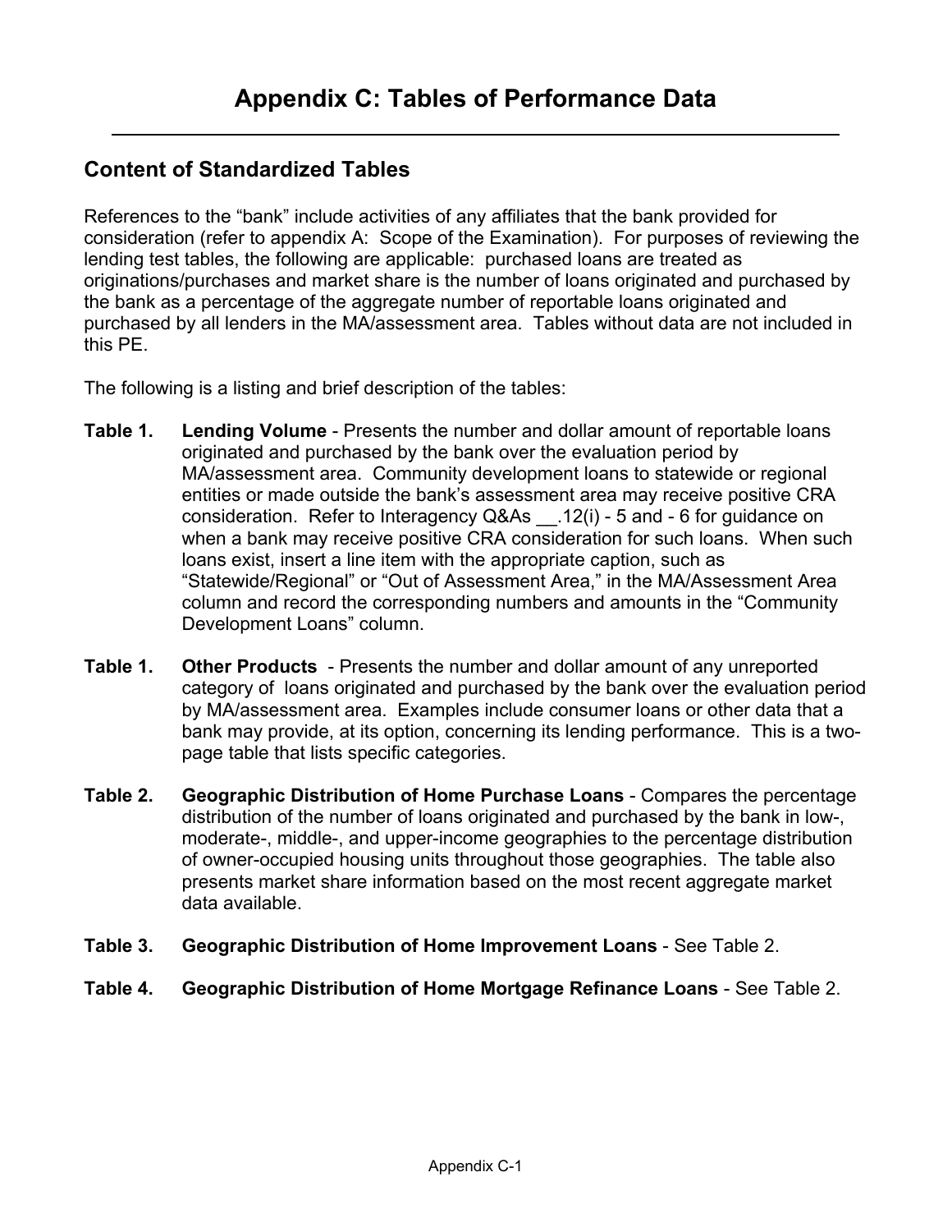# Appendix C: Tables of Performance Data

## Content of Standardized Tables

References to the "bank" include activities of any affiliates that the bank provided for consideration (refer to appendix A: Scope of the Examination). For purposes of reviewing the lending test tables, the following are applicable: purchased loans are treated as originations/purchases and market share is the number of loans originated and purchased by the bank as a percentage of the aggregate number of reportable loans originated and purchased by all lenders in the MA/assessment area. Tables without data are not included in this PE.

The following is a listing and brief description of the tables:

**Table 1. Lending Volume** - Presents the number and dollar amount of reportable loans originated and purchased by the bank over the evaluation period by MA/assessment area. Community development loans to statewide or regional entities or made outside the bank's assessment area may receive positive CRA consideration. Refer to Interagency Q&As __.12(i) - 5 and - 6 for guidance on when a bank may receive positive CRA consideration for such loans. When such loans exist, insert a line item with the appropriate caption, such as "Statewide/Regional" or "Out of Assessment Area," in the MA/Assessment Area column and record the corresponding numbers and amounts in the "Community Development Loans" column.

**Table 1. Other Products** - Presents the number and dollar amount of any unreported category of loans originated and purchased by the bank over the evaluation period by MA/assessment area. Examples include consumer loans or other data that a bank may provide, at its option, concerning its lending performance. This is a two-page table that lists specific categories.

**Table 2. Geographic Distribution of Home Purchase Loans** - Compares the percentage distribution of the number of loans originated and purchased by the bank in low-, moderate-, middle-, and upper-income geographies to the percentage distribution of owner-occupied housing units throughout those geographies. The table also presents market share information based on the most recent aggregate market data available.

**Table 3. Geographic Distribution of Home Improvement Loans** - See Table 2.

**Table 4. Geographic Distribution of Home Mortgage Refinance Loans** - See Table 2.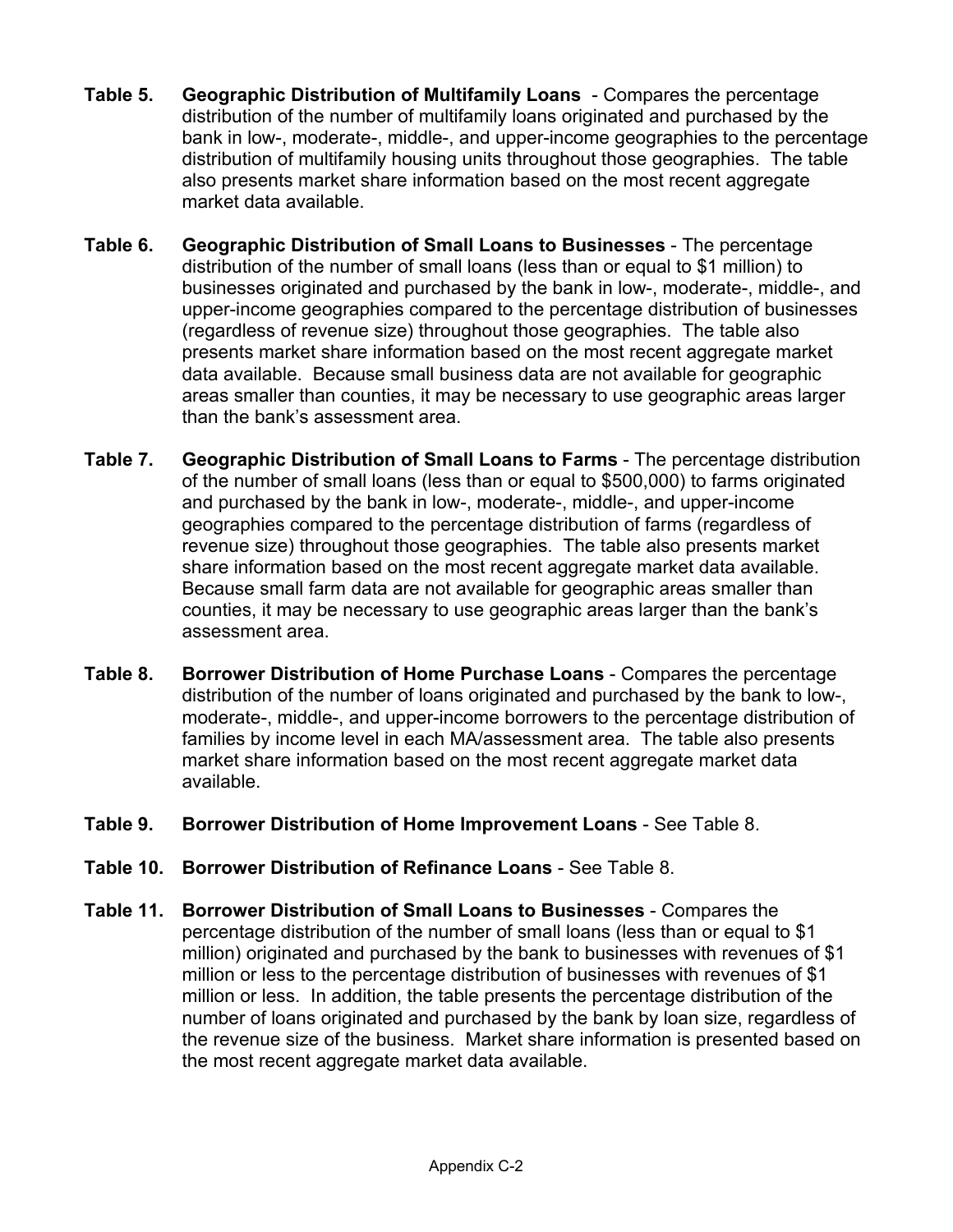**Table 5. Geographic Distribution of Multifamily Loans** - Compares the percentage distribution of the number of multifamily loans originated and purchased by the bank in low-, moderate-, middle-, and upper-income geographies to the percentage distribution of multifamily housing units throughout those geographies. The table also presents market share information based on the most recent aggregate market data available.

**Table 6. Geographic Distribution of Small Loans to Businesses** - The percentage distribution of the number of small loans (less than or equal to $1 million) to businesses originated and purchased by the bank in low-, moderate-, middle-, and upper-income geographies compared to the percentage distribution of businesses (regardless of revenue size) throughout those geographies. The table also presents market share information based on the most recent aggregate market data available. Because small business data are not available for geographic areas smaller than counties, it may be necessary to use geographic areas larger than the bank's assessment area.

**Table 7. Geographic Distribution of Small Loans to Farms** - The percentage distribution of the number of small loans (less than or equal to $500,000) to farms originated and purchased by the bank in low-, moderate-, middle-, and upper-income geographies compared to the percentage distribution of farms (regardless of revenue size) throughout those geographies. The table also presents market share information based on the most recent aggregate market data available. Because small farm data are not available for geographic areas smaller than counties, it may be necessary to use geographic areas larger than the bank's assessment area.

**Table 8. Borrower Distribution of Home Purchase Loans** - Compares the percentage distribution of the number of loans originated and purchased by the bank to low-, moderate-, middle-, and upper-income borrowers to the percentage distribution of families by income level in each MA/assessment area. The table also presents market share information based on the most recent aggregate market data available.

**Table 9. Borrower Distribution of Home Improvement Loans** - See Table 8.

**Table 10. Borrower Distribution of Refinance Loans** - See Table 8.

**Table 11. Borrower Distribution of Small Loans to Businesses** - Compares the percentage distribution of the number of small loans (less than or equal to $1 million) originated and purchased by the bank to businesses with revenues of $1 million or less to the percentage distribution of businesses with revenues of $1 million or less. In addition, the table presents the percentage distribution of the number of loans originated and purchased by the bank by loan size, regardless of the revenue size of the business. Market share information is presented based on the most recent aggregate market data available.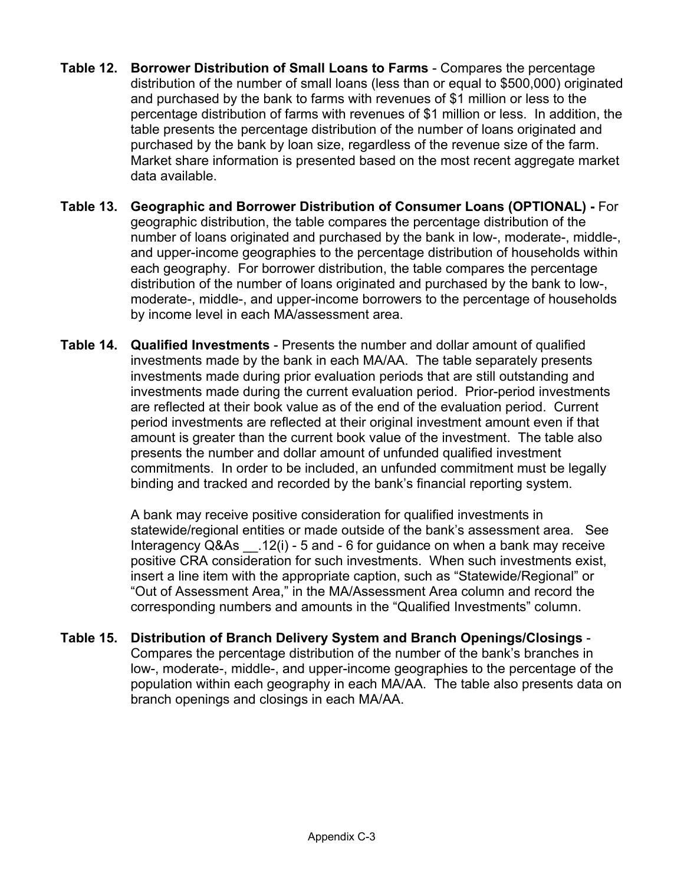**Table 12. Borrower Distribution of Small Loans to Farms** - Compares the percentage distribution of the number of small loans (less than or equal to $500,000) originated and purchased by the bank to farms with revenues of $1 million or less to the percentage distribution of farms with revenues of $1 million or less. In addition, the table presents the percentage distribution of the number of loans originated and purchased by the bank by loan size, regardless of the revenue size of the farm. Market share information is presented based on the most recent aggregate market data available.

**Table 13. Geographic and Borrower Distribution of Consumer Loans (OPTIONAL) -** For geographic distribution, the table compares the percentage distribution of the number of loans originated and purchased by the bank in low-, moderate-, middle-, and upper-income geographies to the percentage distribution of households within each geography. For borrower distribution, the table compares the percentage distribution of the number of loans originated and purchased by the bank to low-, moderate-, middle-, and upper-income borrowers to the percentage of households by income level in each MA/assessment area.

**Table 14. Qualified Investments** - Presents the number and dollar amount of qualified investments made by the bank in each MA/AA. The table separately presents investments made during prior evaluation periods that are still outstanding and investments made during the current evaluation period. Prior-period investments are reflected at their book value as of the end of the evaluation period. Current period investments are reflected at their original investment amount even if that amount is greater than the current book value of the investment. The table also presents the number and dollar amount of unfunded qualified investment commitments. In order to be included, an unfunded commitment must be legally binding and tracked and recorded by the bank's financial reporting system.

A bank may receive positive consideration for qualified investments in statewide/regional entities or made outside of the bank's assessment area. See Interagency Q&As __.12(i) - 5 and - 6 for guidance on when a bank may receive positive CRA consideration for such investments. When such investments exist, insert a line item with the appropriate caption, such as "Statewide/Regional" or "Out of Assessment Area," in the MA/Assessment Area column and record the corresponding numbers and amounts in the "Qualified Investments" column.

**Table 15. Distribution of Branch Delivery System and Branch Openings/Closings** - Compares the percentage distribution of the number of the bank's branches in low-, moderate-, middle-, and upper-income geographies to the percentage of the population within each geography in each MA/AA. The table also presents data on branch openings and closings in each MA/AA.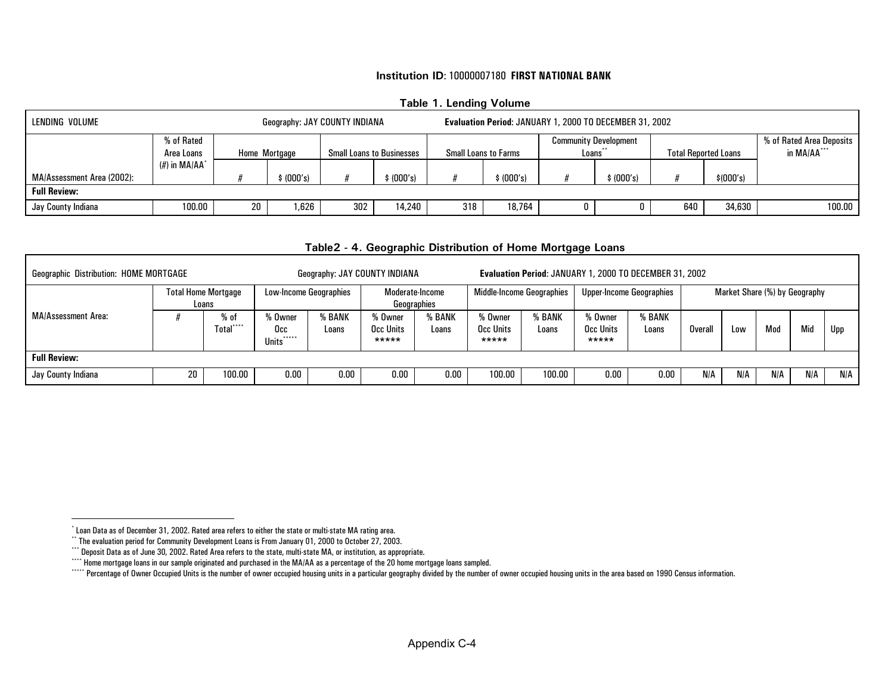**Institution ID**: 10000007180 **FIRST NATIONAL BANK**

### Table 1. Lending Volume

| LENDING VOLUME | | Geography: JAY COUNTY INDIANA | | | | **Evaluation Period**: JANUARY 1, 2000 TO DECEMBER 31, 2002 | | | | | | |
|---|---|---|---|---|---|---|---|---|---|---|---|---|
| | % of Rated Area Loans (#) in MA/AA* | Home Mortgage | | Small Loans to Businesses | | Small Loans to Farms | | Community Development Loans** | | Total Reported Loans | | % of Rated Area Deposits in MA/AA*** |
| MA/Assessment Area (2002): | | # | $ (000's) | # | $ (000's) | # | $ (000's) | # | $ (000's) | # | $(000's) | |
| **Full Review:** | | | | | | | | | | | | |
| Jay County Indiana | 100.00 | 20 | 1,626 | 302 | 14,240 | 318 | 18,764 | 0 | 0 | 640 | 34,630 | 100.00 |

### Table2 - 4. Geographic Distribution of Home Mortgage Loans

| Geographic Distribution: HOME MORTGAGE | | | | Geography: JAY COUNTY INDIANA | | | **Evaluation Period**: JANUARY 1, 2000 TO DECEMBER 31, 2002 | | | | | | | | |
|---|---|---|---|---|---|---|---|---|---|---|---|---|---|---|---|
| MA/Assessment Area: | Total Home Mortgage Loans | | Low-Income Geographies | | Moderate-Income Geographies | | Middle-Income Geographies | | Upper-Income Geographies | | Market Share (%) by Geography | | | | |
| | # | % of Total**** | % Owner Occ Units***** | % BANK Loans | % Owner Occ Units ***** | % BANK Loans | % Owner Occ Units ***** | % BANK Loans | % Owner Occ Units ***** | % BANK Loans | Overall | Low | Mod | Mid | Upp |
| **Full Review:** | | | | | | | | | | | | | | | |
| Jay County Indiana | 20 | 100.00 | 0.00 | 0.00 | 0.00 | 0.00 | 100.00 | 100.00 | 0.00 | 0.00 | N/A | N/A | N/A | N/A | N/A |

---

* Loan Data as of December 31, 2002. Rated area refers to either the state or multi-state MA rating area.

** The evaluation period for Community Development Loans is From January 01, 2000 to October 27, 2003.

*** Deposit Data as of June 30, 2002. Rated Area refers to the state, multi-state MA, or institution, as appropriate.

**** Home mortgage loans in our sample originated and purchased in the MA/AA as a percentage of the 20 home mortgage loans sampled.

***** Percentage of Owner Occupied Units is the number of owner occupied housing units in a particular geography divided by the number of owner occupied housing units in the area based on 1990 Census information.

Appendix C-4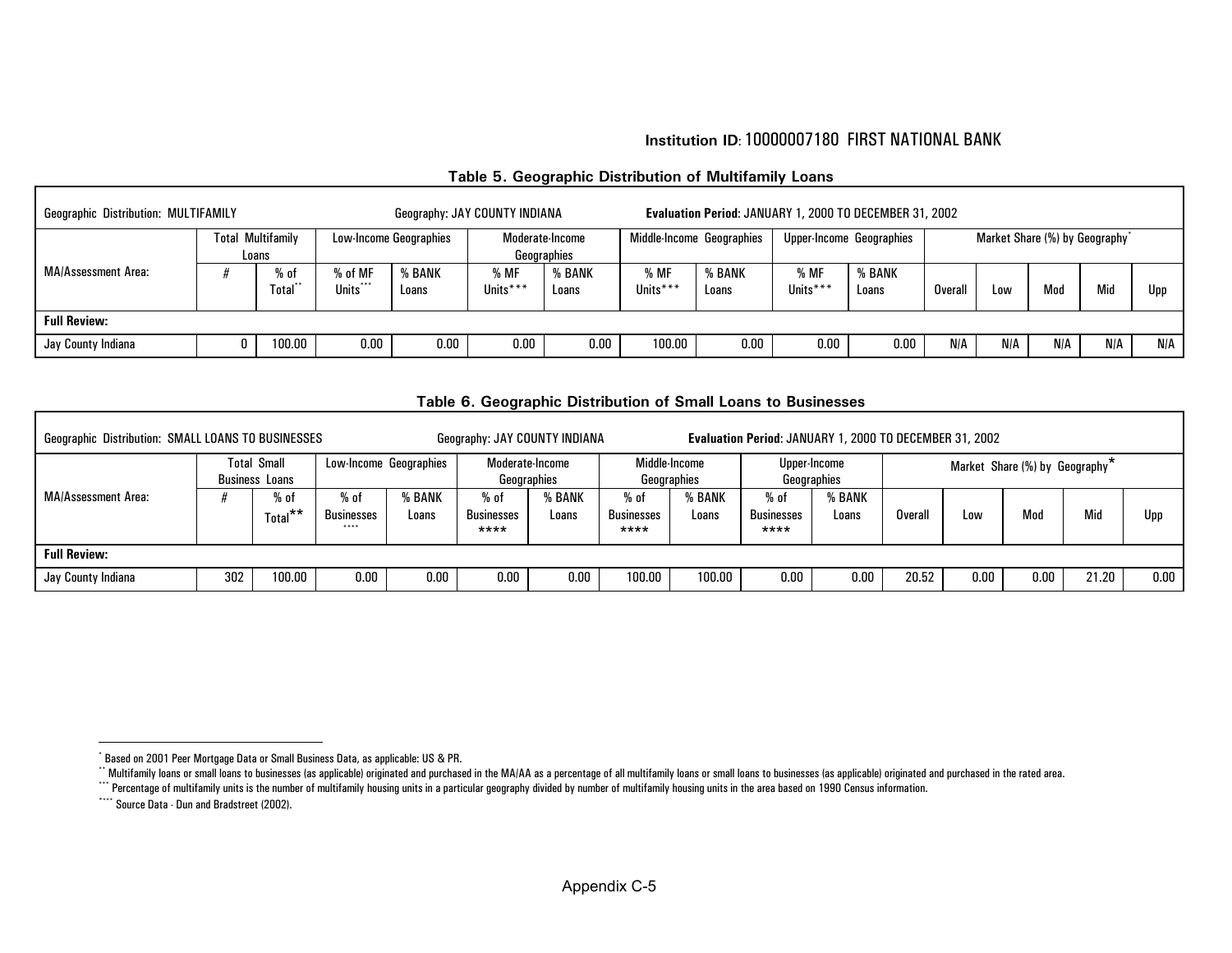**Institution ID**: 10000007180 FIRST NATIONAL BANK

## Table 5. Geographic Distribution of Multifamily Loans

| Geographic Distribution: MULTIFAMILY | | | Geography: JAY COUNTY INDIANA | | | | Evaluation Period: JANUARY 1, 2000 TO DECEMBER 31, 2002 | | | | | | | | |
|---|---|---|---|---|---|---|---|---|---|---|---|---|---|---|---|
| | Total Multifamily Loans | | Low-Income Geographies | | Moderate-Income Geographies | | Middle-Income Geographies | | Upper-Income Geographies | | Market Share (%) by Geography* | | | | |
| MA/Assessment Area: | # | % of Total** | % of MF Units*** | % BANK Loans | % MF Units*** | % BANK Loans | % MF Units*** | % BANK Loans | % MF Units*** | % BANK Loans | Overall | Low | Mod | Mid | Upp |
| **Full Review:** | | | | | | | | | | | | | | | |
| Jay County Indiana | 0 | 100.00 | 0.00 | 0.00 | 0.00 | 0.00 | 100.00 | 0.00 | 0.00 | 0.00 | N/A | N/A | N/A | N/A | N/A |

## Table 6. Geographic Distribution of Small Loans to Businesses

| Geographic Distribution: SMALL LOANS TO BUSINESSES | | | Geography: JAY COUNTY INDIANA | | | | Evaluation Period: JANUARY 1, 2000 TO DECEMBER 31, 2002 | | | | | | | | |
|---|---|---|---|---|---|---|---|---|---|---|---|---|---|---|---|
| | Total Small Business Loans | | Low-Income Geographies | | Moderate-Income Geographies | | Middle-Income Geographies | | Upper-Income Geographies | | Market Share (%) by Geography* | | | | |
| MA/Assessment Area: | # | % of Total** | % of Businesses **** | % BANK Loans | % of Businesses **** | % BANK Loans | % of Businesses **** | % BANK Loans | % of Businesses **** | % BANK Loans | Overall | Low | Mod | Mid | Upp |
| **Full Review:** | | | | | | | | | | | | | | | |
| Jay County Indiana | 302 | 100.00 | 0.00 | 0.00 | 0.00 | 0.00 | 100.00 | 100.00 | 0.00 | 0.00 | 20.52 | 0.00 | 0.00 | 21.20 | 0.00 |

\* Based on 2001 Peer Mortgage Data or Small Business Data, as applicable: US & PR.

\** Multifamily loans or small loans to businesses (as applicable) originated and purchased in the MA/AA as a percentage of all multifamily loans or small loans to businesses (as applicable) originated and purchased in the rated area.

\*** Percentage of multifamily units is the number of multifamily housing units in a particular geography divided by number of multifamily housing units in the area based on 1990 Census information.

\**** Source Data - Dun and Bradstreet (2002).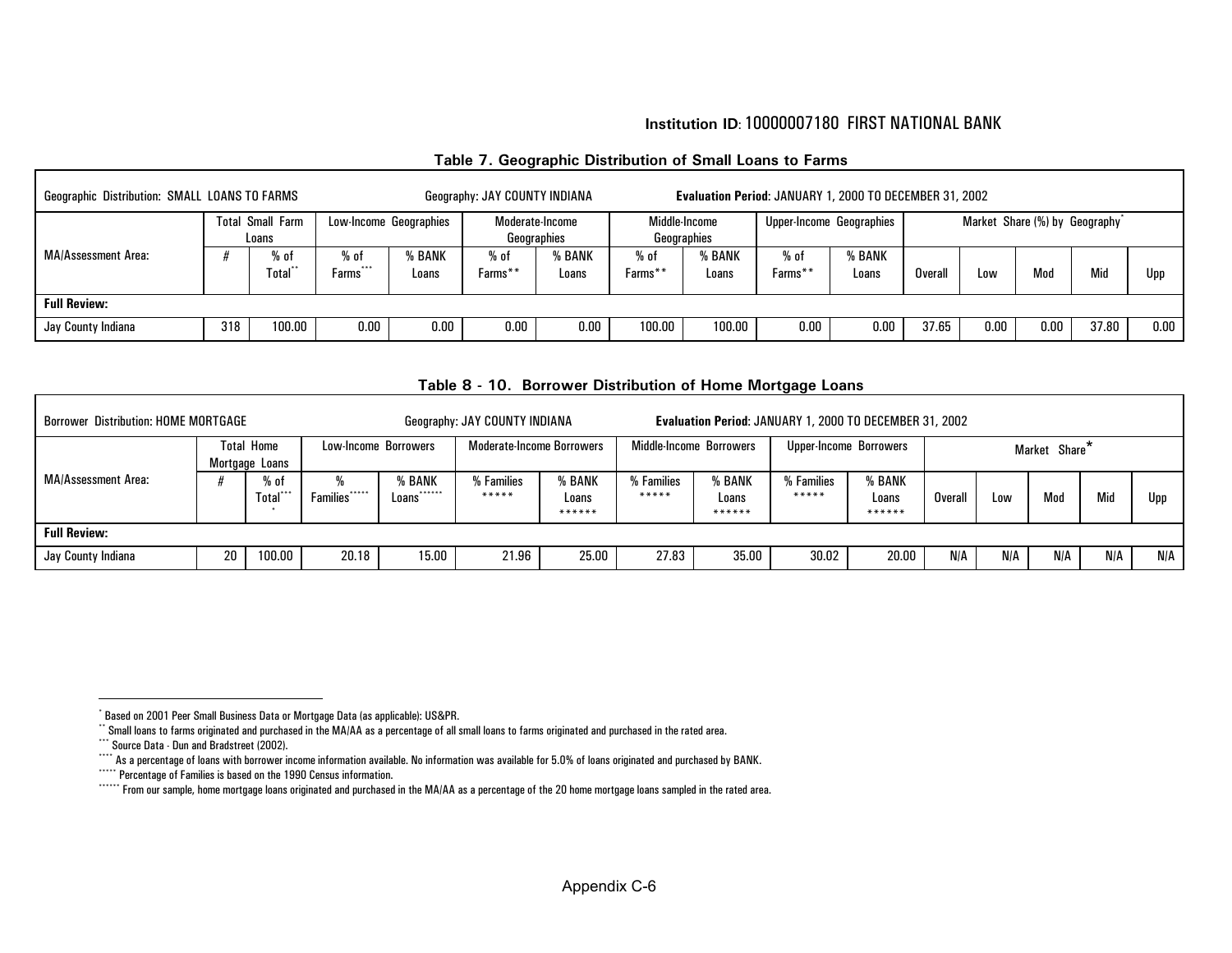**Institution ID**: 10000007180 FIRST NATIONAL BANK

### Table 7. Geographic Distribution of Small Loans to Farms

| Geographic Distribution: SMALL LOANS TO FARMS | | | Geography: JAY COUNTY INDIANA | | | | Evaluation Period: JANUARY 1, 2000 TO DECEMBER 31, 2002 | | | | | | | | |
|---|---|---|---|---|---|---|---|---|---|---|---|---|---|---|---|
| | Total Small Farm Loans | | Low-Income Geographies | | Moderate-Income Geographies | | Middle-Income Geographies | | Upper-Income Geographies | | Market Share (%) by Geography* | | | | |
| MA/Assessment Area: | # | % of Total** | % of Farms*** | % BANK Loans | % of Farms** | % BANK Loans | % of Farms** | % BANK Loans | % of Farms** | % BANK Loans | Overall | Low | Mod | Mid | Upp |
| **Full Review:** | | | | | | | | | | | | | | | |
| Jay County Indiana | 318 | 100.00 | 0.00 | 0.00 | 0.00 | 0.00 | 100.00 | 100.00 | 0.00 | 0.00 | 37.65 | 0.00 | 0.00 | 37.80 | 0.00 |

### Table 8 - 10. Borrower Distribution of Home Mortgage Loans

| Borrower Distribution: HOME MORTGAGE | | | Geography: JAY COUNTY INDIANA | | | | Evaluation Period: JANUARY 1, 2000 TO DECEMBER 31, 2002 | | | | | | | | |
|---|---|---|---|---|---|---|---|---|---|---|---|---|---|---|---|
| | Total Home Mortgage Loans | | Low-Income Borrowers | | Moderate-Income Borrowers | | Middle-Income Borrowers | | Upper-Income Borrowers | | Market Share* | | | | |
| MA/Assessment Area: | # | % of Total**** | % Families***** | % BANK Loans****** | % Families ***** | % BANK Loans ****** | % Families ***** | % BANK Loans ****** | % Families ***** | % BANK Loans ****** | Overall | Low | Mod | Mid | Upp |
| **Full Review:** | | | | | | | | | | | | | | | |
| Jay County Indiana | 20 | 100.00 | 20.18 | 15.00 | 21.96 | 25.00 | 27.83 | 35.00 | 30.02 | 20.00 | N/A | N/A | N/A | N/A | N/A |

---

* Based on 2001 Peer Small Business Data or Mortgage Data (as applicable): US&PR.

** Small loans to farms originated and purchased in the MA/AA as a percentage of all small loans to farms originated and purchased in the rated area.

*** Source Data - Dun and Bradstreet (2002).

**** As a percentage of loans with borrower income information available. No information was available for 5.0% of loans originated and purchased by BANK.

***** Percentage of Families is based on the 1990 Census information.

****** From our sample, home mortgage loans originated and purchased in the MA/AA as a percentage of the 20 home mortgage loans sampled in the rated area.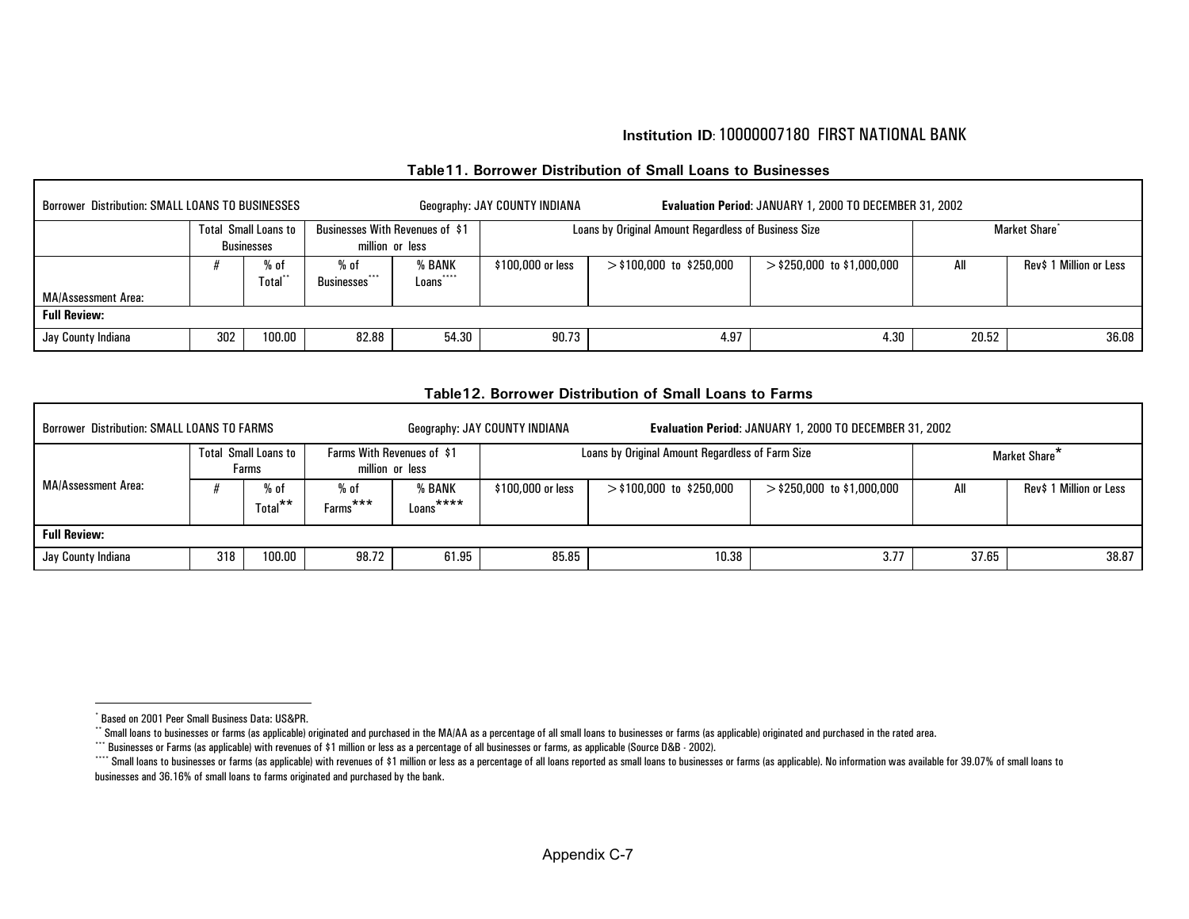**Institution ID**: 10000007180 FIRST NATIONAL BANK

### Table11. Borrower Distribution of Small Loans to Businesses

| Borrower Distribution: SMALL LOANS TO BUSINESSES | | | Geography: JAY COUNTY INDIANA | | | Evaluation Period: JANUARY 1, 2000 TO DECEMBER 31, 2002 | | | |
|---|---|---|---|---|---|---|---|---|---|
| | Total Small Loans to Businesses | | Businesses With Revenues of $1 million or less | | Loans by Original Amount Regardless of Business Size | | | Market Share* | |
| MA/Assessment Area: | # | % of Total** | % of Businesses*** | % BANK Loans**** | $100,000 or less | > $100,000 to $250,000 | > $250,000 to $1,000,000 | All | Rev$ 1 Million or Less |
| **Full Review:** | | | | | | | | | |
| Jay County Indiana | 302 | 100.00 | 82.88 | 54.30 | 90.73 | 4.97 | 4.30 | 20.52 | 36.08 |

### Table12. Borrower Distribution of Small Loans to Farms

| Borrower Distribution: SMALL LOANS TO FARMS | | | Geography: JAY COUNTY INDIANA | | | Evaluation Period: JANUARY 1, 2000 TO DECEMBER 31, 2002 | | | |
|---|---|---|---|---|---|---|---|---|---|
| | Total Small Loans to Farms | | Farms With Revenues of $1 million or less | | Loans by Original Amount Regardless of Farm Size | | | Market Share* | |
| MA/Assessment Area: | # | % of Total** | % of Farms*** | % BANK Loans**** | $100,000 or less | > $100,000 to $250,000 | > $250,000 to $1,000,000 | All | Rev$ 1 Million or Less |
| **Full Review:** | | | | | | | | | |
| Jay County Indiana | 318 | 100.00 | 98.72 | 61.95 | 85.85 | 10.38 | 3.77 | 37.65 | 38.87 |

* Based on 2001 Peer Small Business Data: US&PR.

** Small loans to businesses or farms (as applicable) originated and purchased in the MA/AA as a percentage of all small loans to businesses or farms (as applicable) originated and purchased in the rated area.

*** Businesses or Farms (as applicable) with revenues of $1 million or less as a percentage of all businesses or farms, as applicable (Source D&B - 2002).

**** Small loans to businesses or farms (as applicable) with revenues of $1 million or less as a percentage of all loans reported as small loans to businesses or farms (as applicable). No information was available for 39.07% of small loans to businesses and 36.16% of small loans to farms originated and purchased by the bank.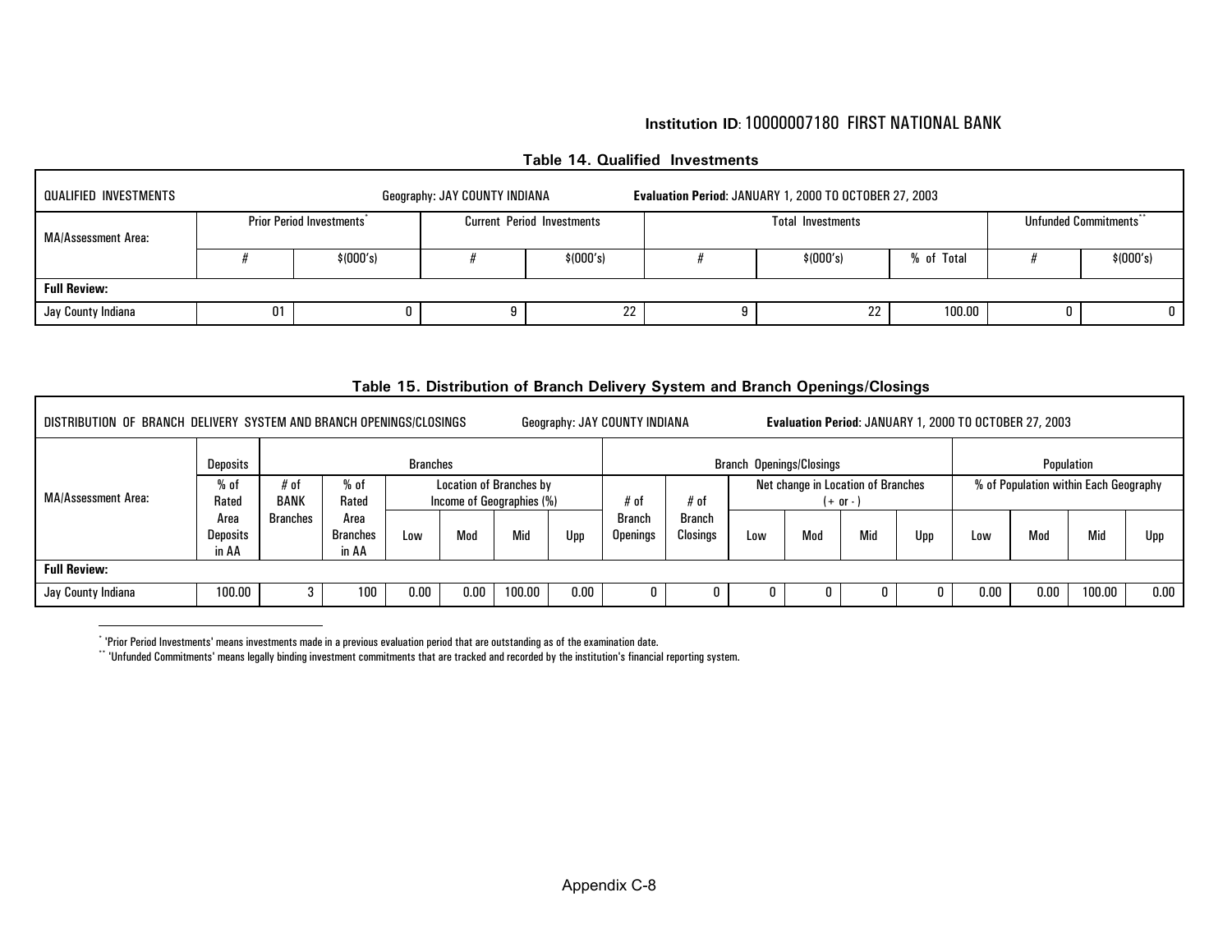**Institution ID**: 10000007180 FIRST NATIONAL BANK

**Table 14. Qualified Investments**

QUALIFIED INVESTMENTS    Geography: JAY COUNTY INDIANA    **Evaluation Period**: JANUARY 1, 2000 TO OCTOBER 27, 2003

| MA/Assessment Area: | Prior Period Investments* | | Current Period Investments | | Total Investments | | | Unfunded Commitments** | |
|---|---|---|---|---|---|---|---|---|---|
| | # | $(000's) | # | $(000's) | # | $(000's) | % of Total | # | $(000's) |
| **Full Review:** | | | | | | | | | |
| Jay County Indiana | 01 | 0 | 9 | 22 | 9 | 22 | 100.00 | 0 | 0 |

**Table 15. Distribution of Branch Delivery System and Branch Openings/Closings**

DISTRIBUTION OF BRANCH DELIVERY SYSTEM AND BRANCH OPENINGS/CLOSINGS    Geography: JAY COUNTY INDIANA    **Evaluation Period**: JANUARY 1, 2000 TO OCTOBER 27, 2003

| MA/Assessment Area: | Deposits | Branches | | | | | | | Branch Openings/Closings | | | | | | Population | | | |
|---|---|---|---|---|---|---|---|---|---|---|---|---|---|---|---|---|---|---|
| | % of Rated Area Deposits in AA | # of BANK Branches | % of Rated Area Branches in AA | Location of Branches by Income of Geographies (%) | | | | # of Branch Openings | # of Branch Closings | Net change in Location of Branches (+ or -) | | | | % of Population within Each Geography | | | |
| | | | | Low | Mod | Mid | Upp | | | Low | Mod | Mid | Upp | Low | Mod | Mid | Upp |
| **Full Review:** | | | | | | | | | | | | | | | | | |
| Jay County Indiana | 100.00 | 3 | 100 | 0.00 | 0.00 | 100.00 | 0.00 | 0 | 0 | 0 | 0 | 0 | 0 | 0.00 | 0.00 | 100.00 | 0.00 |

\* 'Prior Period Investments' means investments made in a previous evaluation period that are outstanding as of the examination date.

\*\* 'Unfunded Commitments' means legally binding investment commitments that are tracked and recorded by the institution's financial reporting system.

Appendix C-8